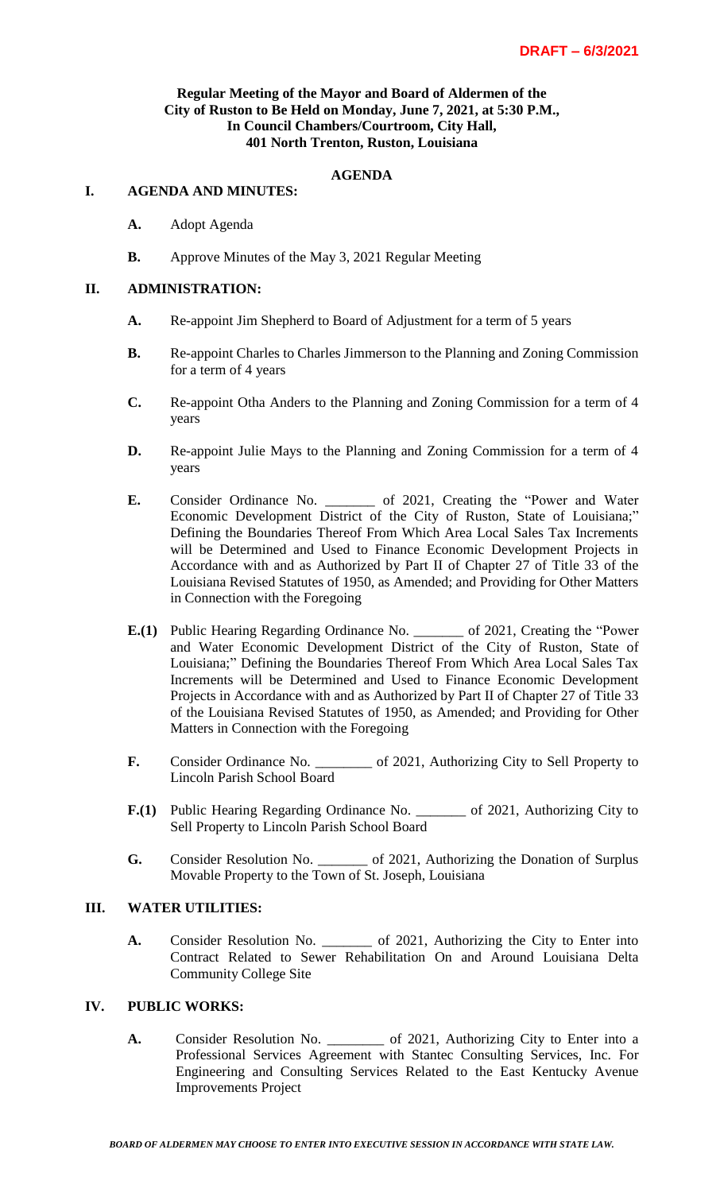**DRAFT – 6/3/2021**

**Regular Meeting of the Mayor and Board of Aldermen of the City of Ruston to Be Held on Monday, June 7, 2021, at 5:30 P.M., In Council Chambers/Courtroom, City Hall, 401 North Trenton, Ruston, Louisiana**

## AGENDA

### I. AGENDA AND MINUTES:

**A.** Adopt Agenda

**B.** Approve Minutes of the May 3, 2021 Regular Meeting

### II. ADMINISTRATION:

**A.** Re-appoint Jim Shepherd to Board of Adjustment for a term of 5 years

**B.** Re-appoint Charles to Charles Jimmerson to the Planning and Zoning Commission for a term of 4 years

**C.** Re-appoint Otha Anders to the Planning and Zoning Commission for a term of 4 years

**D.** Re-appoint Julie Mays to the Planning and Zoning Commission for a term of 4 years

**E.** Consider Ordinance No. _______ of 2021, Creating the "Power and Water Economic Development District of the City of Ruston, State of Louisiana;" Defining the Boundaries Thereof From Which Area Local Sales Tax Increments will be Determined and Used to Finance Economic Development Projects in Accordance with and as Authorized by Part II of Chapter 27 of Title 33 of the Louisiana Revised Statutes of 1950, as Amended; and Providing for Other Matters in Connection with the Foregoing

**E.(1)** Public Hearing Regarding Ordinance No. _______ of 2021, Creating the "Power and Water Economic Development District of the City of Ruston, State of Louisiana;" Defining the Boundaries Thereof From Which Area Local Sales Tax Increments will be Determined and Used to Finance Economic Development Projects in Accordance with and as Authorized by Part II of Chapter 27 of Title 33 of the Louisiana Revised Statutes of 1950, as Amended; and Providing for Other Matters in Connection with the Foregoing

**F.** Consider Ordinance No. ________ of 2021, Authorizing City to Sell Property to Lincoln Parish School Board

**F.(1)** Public Hearing Regarding Ordinance No. _______ of 2021, Authorizing City to Sell Property to Lincoln Parish School Board

**G.** Consider Resolution No. _______ of 2021, Authorizing the Donation of Surplus Movable Property to the Town of St. Joseph, Louisiana

### III. WATER UTILITIES:

**A.** Consider Resolution No. _______ of 2021, Authorizing the City to Enter into Contract Related to Sewer Rehabilitation On and Around Louisiana Delta Community College Site

### IV. PUBLIC WORKS:

**A.** Consider Resolution No. ________ of 2021, Authorizing City to Enter into a Professional Services Agreement with Stantec Consulting Services, Inc. For Engineering and Consulting Services Related to the East Kentucky Avenue Improvements Project

***BOARD OF ALDERMEN MAY CHOOSE TO ENTER INTO EXECUTIVE SESSION IN ACCORDANCE WITH STATE LAW.***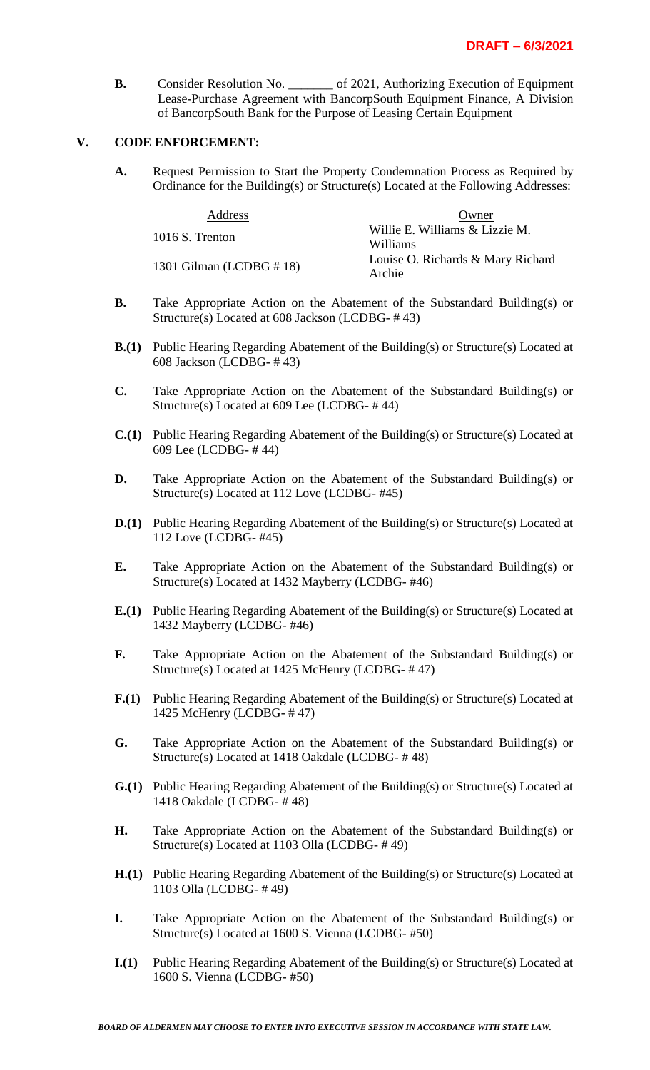**B.** Consider Resolution No. _______ of 2021, Authorizing Execution of Equipment Lease-Purchase Agreement with BancorpSouth Equipment Finance, A Division of BancorpSouth Bank for the Purpose of Leasing Certain Equipment

## V. CODE ENFORCEMENT:

**A.** Request Permission to Start the Property Condemnation Process as Required by Ordinance for the Building(s) or Structure(s) Located at the Following Addresses:

| Address | Owner |
| --- | --- |
| 1016 S. Trenton | Willie E. Williams & Lizzie M. Williams |
| 1301 Gilman (LCDBG # 18) | Louise O. Richards & Mary Richard Archie |

**B.** Take Appropriate Action on the Abatement of the Substandard Building(s) or Structure(s) Located at 608 Jackson (LCDBG- # 43)

**B.(1)** Public Hearing Regarding Abatement of the Building(s) or Structure(s) Located at 608 Jackson (LCDBG- # 43)

**C.** Take Appropriate Action on the Abatement of the Substandard Building(s) or Structure(s) Located at 609 Lee (LCDBG- # 44)

**C.(1)** Public Hearing Regarding Abatement of the Building(s) or Structure(s) Located at 609 Lee (LCDBG- # 44)

**D.** Take Appropriate Action on the Abatement of the Substandard Building(s) or Structure(s) Located at 112 Love (LCDBG- #45)

**D.(1)** Public Hearing Regarding Abatement of the Building(s) or Structure(s) Located at 112 Love (LCDBG- #45)

**E.** Take Appropriate Action on the Abatement of the Substandard Building(s) or Structure(s) Located at 1432 Mayberry (LCDBG- #46)

**E.(1)** Public Hearing Regarding Abatement of the Building(s) or Structure(s) Located at 1432 Mayberry (LCDBG- #46)

**F.** Take Appropriate Action on the Abatement of the Substandard Building(s) or Structure(s) Located at 1425 McHenry (LCDBG- # 47)

**F.(1)** Public Hearing Regarding Abatement of the Building(s) or Structure(s) Located at 1425 McHenry (LCDBG- # 47)

**G.** Take Appropriate Action on the Abatement of the Substandard Building(s) or Structure(s) Located at 1418 Oakdale (LCDBG- # 48)

**G.(1)** Public Hearing Regarding Abatement of the Building(s) or Structure(s) Located at 1418 Oakdale (LCDBG- # 48)

**H.** Take Appropriate Action on the Abatement of the Substandard Building(s) or Structure(s) Located at 1103 Olla (LCDBG- # 49)

**H.(1)** Public Hearing Regarding Abatement of the Building(s) or Structure(s) Located at 1103 Olla (LCDBG- # 49)

**I.** Take Appropriate Action on the Abatement of the Substandard Building(s) or Structure(s) Located at 1600 S. Vienna (LCDBG- #50)

**I.(1)** Public Hearing Regarding Abatement of the Building(s) or Structure(s) Located at 1600 S. Vienna (LCDBG- #50)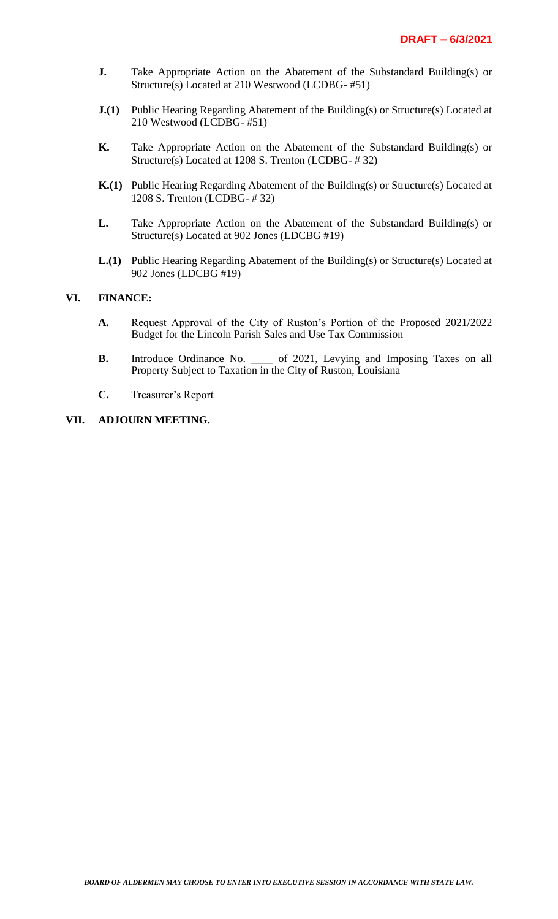**DRAFT – 6/3/2021**

- **J.** Take Appropriate Action on the Abatement of the Substandard Building(s) or Structure(s) Located at 210 Westwood (LCDBG- #51)

- **J.(1)** Public Hearing Regarding Abatement of the Building(s) or Structure(s) Located at 210 Westwood (LCDBG- #51)

- **K.** Take Appropriate Action on the Abatement of the Substandard Building(s) or Structure(s) Located at 1208 S. Trenton (LCDBG- # 32)

- **K.(1)** Public Hearing Regarding Abatement of the Building(s) or Structure(s) Located at 1208 S. Trenton (LCDBG- # 32)

- **L.** Take Appropriate Action on the Abatement of the Substandard Building(s) or Structure(s) Located at 902 Jones (LDCBG #19)

- **L.(1)** Public Hearing Regarding Abatement of the Building(s) or Structure(s) Located at 902 Jones (LDCBG #19)

## VI. FINANCE:

- **A.** Request Approval of the City of Ruston's Portion of the Proposed 2021/2022 Budget for the Lincoln Parish Sales and Use Tax Commission

- **B.** Introduce Ordinance No. ____ of 2021, Levying and Imposing Taxes on all Property Subject to Taxation in the City of Ruston, Louisiana

- **C.** Treasurer's Report

## VII. ADJOURN MEETING.

***BOARD OF ALDERMEN MAY CHOOSE TO ENTER INTO EXECUTIVE SESSION IN ACCORDANCE WITH STATE LAW.***